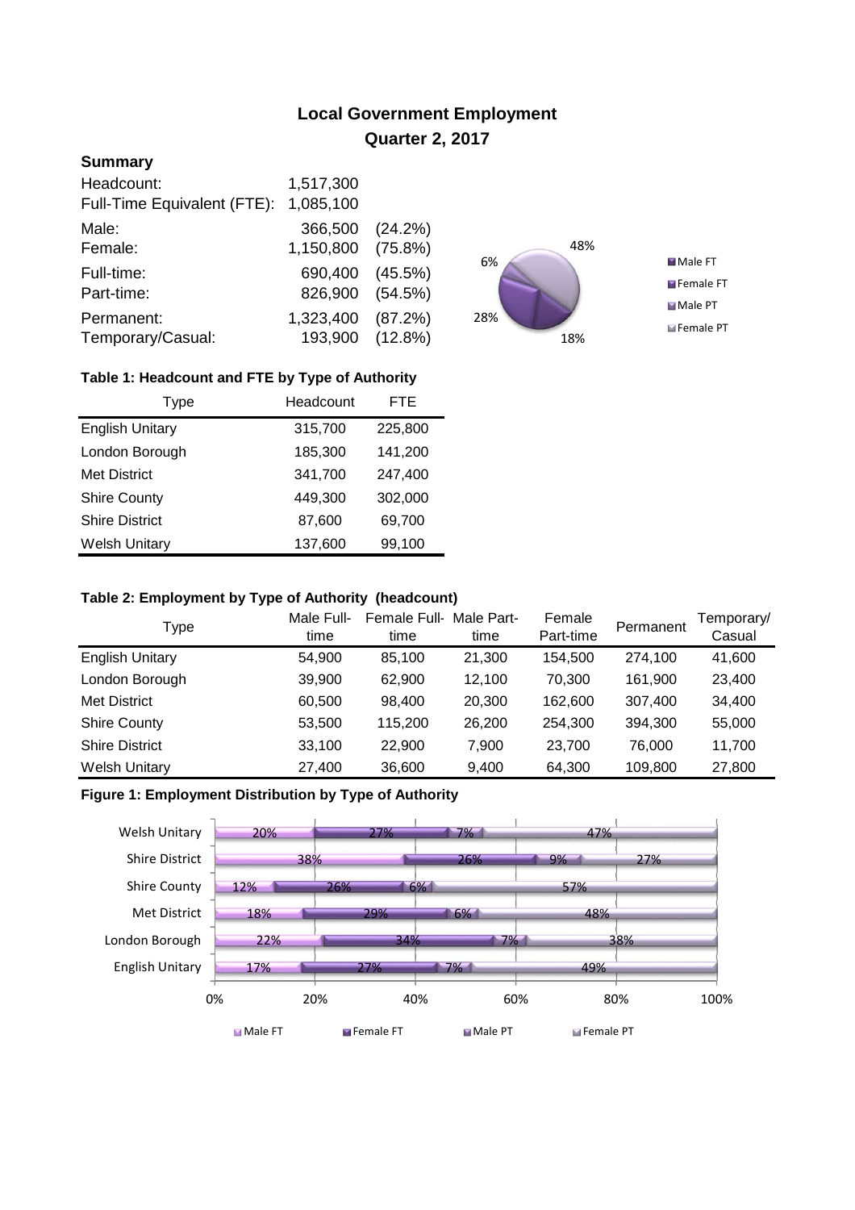# Local Government Employment
## Quarter 2, 2017

### Summary

| | | |
|---|---|---|
| Headcount: | 1,517,300 | |
| Full-Time Equivalent (FTE): | 1,085,100 | |
| Male: | 366,500 | (24.2%) |
| Female: | 1,150,800 | (75.8%) |
| Full-time: | 690,400 | (45.5%) |
| Part-time: | 826,900 | (54.5%) |
| Permanent: | 1,323,400 | (87.2%) |
| Temporary/Casual: | 193,900 | (12.8%) |

48%
6%
28%
18%

Male FT
Female FT
Male PT
Female PT

**Table 1: Headcount and FTE by Type of Authority**

| Type | Headcount | FTE |
|---|---|---|
| English Unitary | 315,700 | 225,800 |
| London Borough | 185,300 | 141,200 |
| Met District | 341,700 | 247,400 |
| Shire County | 449,300 | 302,000 |
| Shire District | 87,600 | 69,700 |
| Welsh Unitary | 137,600 | 99,100 |

**Table 2: Employment by Type of Authority (headcount)**

| Type | Male Full-time | Female Full-time | Male Part-time | Female Part-time | Permanent | Temporary/ Casual |
|---|---|---|---|---|---|---|
| English Unitary | 54,900 | 85,100 | 21,300 | 154,500 | 274,100 | 41,600 |
| London Borough | 39,900 | 62,900 | 12,100 | 70,300 | 161,900 | 23,400 |
| Met District | 60,500 | 98,400 | 20,300 | 162,600 | 307,400 | 34,400 |
| Shire County | 53,500 | 115,200 | 26,200 | 254,300 | 394,300 | 55,000 |
| Shire District | 33,100 | 22,900 | 7,900 | 23,700 | 76,000 | 11,700 |
| Welsh Unitary | 27,400 | 36,600 | 9,400 | 64,300 | 109,800 | 27,800 |

**Figure 1: Employment Distribution by Type of Authority**

| Type | Male FT | Female FT | Male PT | Female PT |
|---|---|---|---|---|
| Welsh Unitary | 20% | 27% | 7% | 47% |
| Shire District | 38% | 26% | 9% | 27% |
| Shire County | 12% | 26% | 6% | 57% |
| Met District | 18% | 29% | 6% | 48% |
| London Borough | 22% | 34% | 7% | 38% |
| English Unitary | 17% | 27% | 7% | 49% |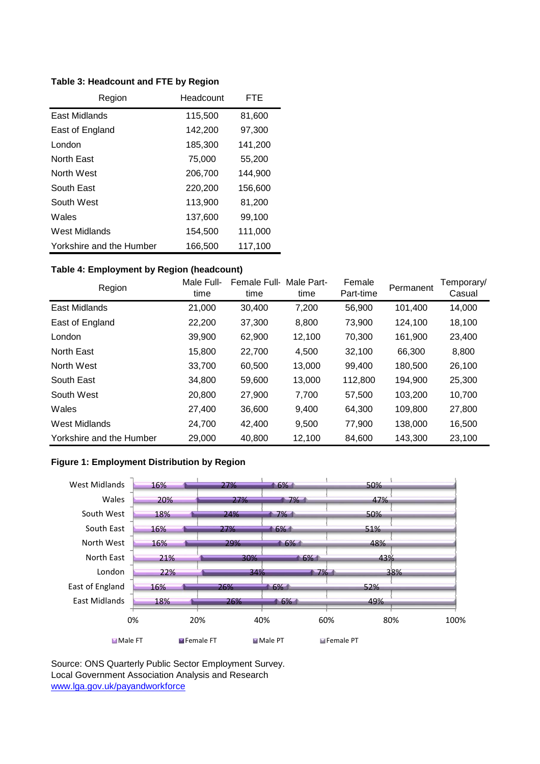**Table 3: Headcount and FTE by Region**

| Region | Headcount | FTE |
|---|---|---|
| East Midlands | 115,500 | 81,600 |
| East of England | 142,200 | 97,300 |
| London | 185,300 | 141,200 |
| North East | 75,000 | 55,200 |
| North West | 206,700 | 144,900 |
| South East | 220,200 | 156,600 |
| South West | 113,900 | 81,200 |
| Wales | 137,600 | 99,100 |
| West Midlands | 154,500 | 111,000 |
| Yorkshire and the Humber | 166,500 | 117,100 |

**Table 4: Employment by Region (headcount)**

| Region | Male Full-time | Female Full-time | Male Part-time | Female Part-time | Permanent | Temporary/ Casual |
|---|---|---|---|---|---|---|
| East Midlands | 21,000 | 30,400 | 7,200 | 56,900 | 101,400 | 14,000 |
| East of England | 22,200 | 37,300 | 8,800 | 73,900 | 124,100 | 18,100 |
| London | 39,900 | 62,900 | 12,100 | 70,300 | 161,900 | 23,400 |
| North East | 15,800 | 22,700 | 4,500 | 32,100 | 66,300 | 8,800 |
| North West | 33,700 | 60,500 | 13,000 | 99,400 | 180,500 | 26,100 |
| South East | 34,800 | 59,600 | 13,000 | 112,800 | 194,900 | 25,300 |
| South West | 20,800 | 27,900 | 7,700 | 57,500 | 103,200 | 10,700 |
| Wales | 27,400 | 36,600 | 9,400 | 64,300 | 109,800 | 27,800 |
| West Midlands | 24,700 | 42,400 | 9,500 | 77,900 | 138,000 | 16,500 |
| Yorkshire and the Humber | 29,000 | 40,800 | 12,100 | 84,600 | 143,300 | 23,100 |

**Figure 1: Employment Distribution by Region**

West Midlands 16% 27% 6% 50%
Wales 20% 27% 7% 47%
South West 18% 24% 7% 50%
South East 16% 27% 6% 51%
North West 16% 29% 6% 48%
North East 21% 30% 6% 43%
London 22% 34% 7% 38%
East of England 16% 26% 6% 52%
East Midlands 18% 26% 6% 49%

0% 20% 40% 60% 80% 100%

Male FT Female FT Male PT Female PT

Source: ONS Quarterly Public Sector Employment Survey.
Local Government Association Analysis and Research
www.lga.gov.uk/payandworkforce